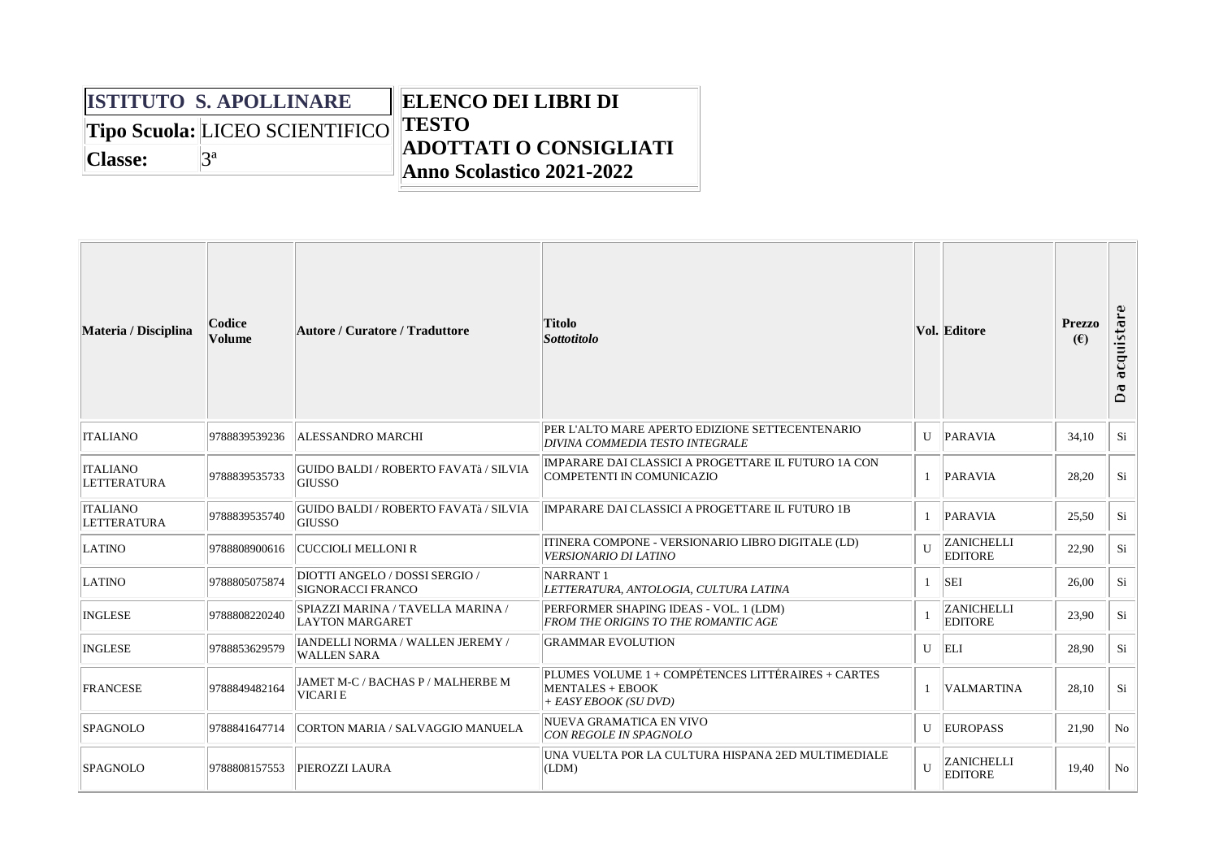| ISTITUTO S. APOLLINARE | |
|---|---|
| **Tipo Scuola:** | LICEO SCIENTIFICO |
| **Classe:** | 3ª |

**ELENCO DEI LIBRI DI TESTO ADOTTATI O CONSIGLIATI**
**Anno Scolastico 2021-2022**

| Materia / Disciplina | Codice Volume | Autore / Curatore / Traduttore | Titolo *Sottotitolo* | Vol. | Editore | Prezzo (€) | Da acquistare |
|---|---|---|---|---|---|---|---|
| ITALIANO | 9788839539236 | ALESSANDRO MARCHI | PER L'ALTO MARE APERTO EDIZIONE SETTECENTENARIO *DIVINA COMMEDIA TESTO INTEGRALE* | U | PARAVIA | 34,10 | Si |
| ITALIANO LETTERATURA | 9788839535733 | GUIDO BALDI / ROBERTO FAVATà / SILVIA GIUSSO | IMPARARE DAI CLASSICI A PROGETTARE IL FUTURO 1A CON COMPETENTI IN COMUNICAZIO | 1 | PARAVIA | 28,20 | Si |
| ITALIANO LETTERATURA | 9788839535740 | GUIDO BALDI / ROBERTO FAVATà / SILVIA GIUSSO | IMPARARE DAI CLASSICI A PROGETTARE IL FUTURO 1B | 1 | PARAVIA | 25,50 | Si |
| LATINO | 9788808900616 | CUCCIOLI MELLONI R | ITINERA COMPONE - VERSIONARIO LIBRO DIGITALE (LD) *VERSIONARIO DI LATINO* | U | ZANICHELLI EDITORE | 22,90 | Si |
| LATINO | 9788805075874 | DIOTTI ANGELO / DOSSI SERGIO / SIGNORACCI FRANCO | NARRANT 1 *LETTERATURA, ANTOLOGIA, CULTURA LATINA* | 1 | SEI | 26,00 | Si |
| INGLESE | 9788808220240 | SPIAZZI MARINA / TAVELLA MARINA / LAYTON MARGARET | PERFORMER SHAPING IDEAS - VOL. 1 (LDM) *FROM THE ORIGINS TO THE ROMANTIC AGE* | 1 | ZANICHELLI EDITORE | 23,90 | Si |
| INGLESE | 9788853629579 | IANDELLI NORMA / WALLEN JEREMY / WALLEN SARA | GRAMMAR EVOLUTION | U | ELI | 28,90 | Si |
| FRANCESE | 9788849482164 | JAMET M-C / BACHAS P / MALHERBE M VICARI E | PLUMES VOLUME 1 + COMPÉTENCES LITTÉRAIRES + CARTES MENTALES + EBOOK *+ EASY EBOOK (SU DVD)* | 1 | VALMARTINA | 28,10 | Si |
| SPAGNOLO | 9788841647714 | CORTON MARIA / SALVAGGIO MANUELA | NUEVA GRAMATICA EN VIVO *CON REGOLE IN SPAGNOLO* | U | EUROPASS | 21,90 | No |
| SPAGNOLO | 9788808157553 | PIEROZZI LAURA | UNA VUELTA POR LA CULTURA HISPANA 2ED MULTIMEDIALE (LDM) | U | ZANICHELLI EDITORE | 19,40 | No |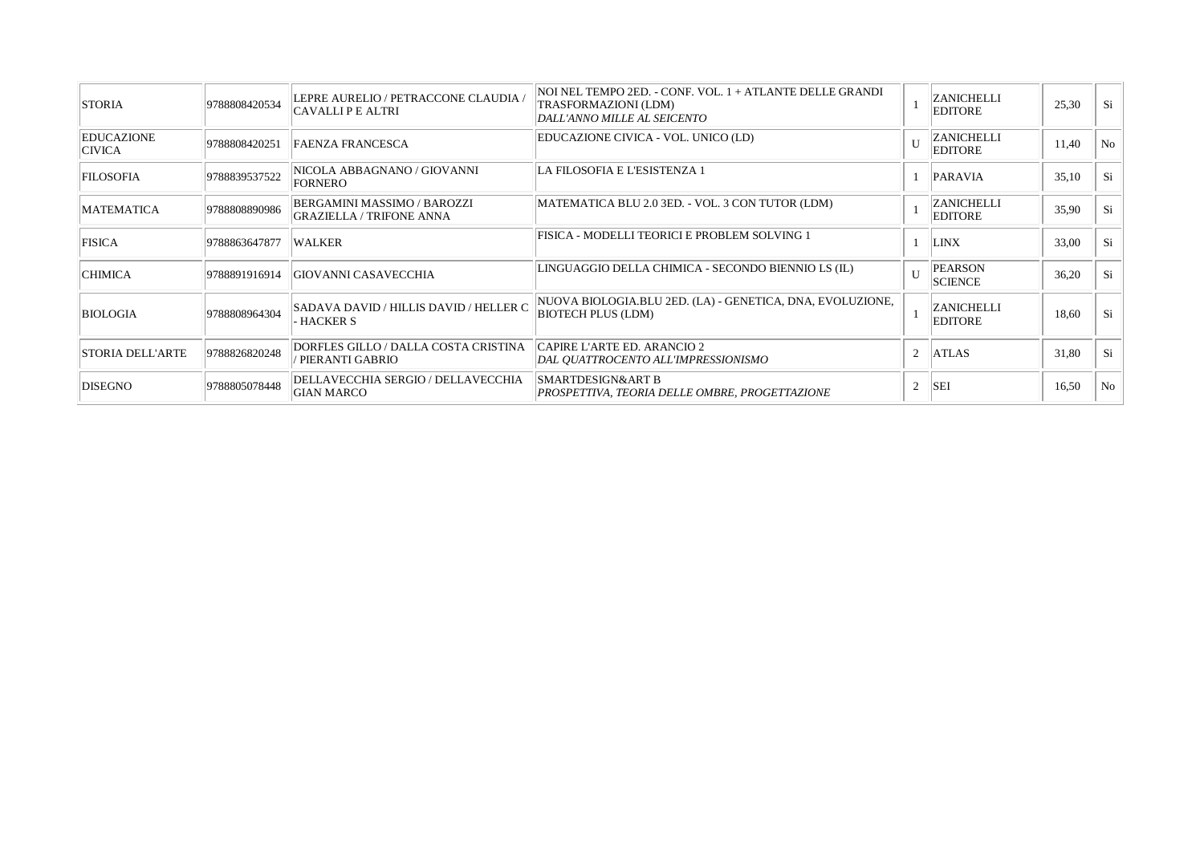| | | | | | | | |
|---|---|---|---|---|---|---|---|
| STORIA | 9788808420534 | LEPRE AURELIO / PETRACCONE CLAUDIA / CAVALLI P E ALTRI | NOI NEL TEMPO 2ED. - CONF. VOL. 1 + ATLANTE DELLE GRANDI TRASFORMAZIONI (LDM) *DALL'ANNO MILLE AL SEICENTO* | 1 | ZANICHELLI EDITORE | 25,30 | Si |
| EDUCAZIONE CIVICA | 9788808420251 | FAENZA FRANCESCA | EDUCAZIONE CIVICA - VOL. UNICO (LD) | U | ZANICHELLI EDITORE | 11,40 | No |
| FILOSOFIA | 9788839537522 | NICOLA ABBAGNANO / GIOVANNI FORNERO | LA FILOSOFIA E L'ESISTENZA 1 | 1 | PARAVIA | 35,10 | Si |
| MATEMATICA | 9788808890986 | BERGAMINI MASSIMO / BAROZZI GRAZIELLA / TRIFONE ANNA | MATEMATICA BLU 2.0 3ED. - VOL. 3 CON TUTOR (LDM) | 1 | ZANICHELLI EDITORE | 35,90 | Si |
| FISICA | 9788863647877 | WALKER | FISICA - MODELLI TEORICI E PROBLEM SOLVING 1 | 1 | LINX | 33,00 | Si |
| CHIMICA | 9788891916914 | GIOVANNI CASAVECCHIA | LINGUAGGIO DELLA CHIMICA - SECONDO BIENNIO LS (IL) | U | PEARSON SCIENCE | 36,20 | Si |
| BIOLOGIA | 9788808964304 | SADAVA DAVID / HILLIS DAVID / HELLER C - HACKER S | NUOVA BIOLOGIA.BLU 2ED. (LA) - GENETICA, DNA, EVOLUZIONE, BIOTECH PLUS (LDM) | 1 | ZANICHELLI EDITORE | 18,60 | Si |
| STORIA DELL'ARTE | 9788826820248 | DORFLES GILLO / DALLA COSTA CRISTINA / PIERANTI GABRIO | CAPIRE L'ARTE ED. ARANCIO 2 *DAL QUATTROCENTO ALL'IMPRESSIONISMO* | 2 | ATLAS | 31,80 | Si |
| DISEGNO | 9788805078448 | DELLAVECCHIA SERGIO / DELLAVECCHIA GIAN MARCO | SMARTDESIGN&ART B *PROSPETTIVA, TEORIA DELLE OMBRE, PROGETTAZIONE* | 2 | SEI | 16,50 | No |